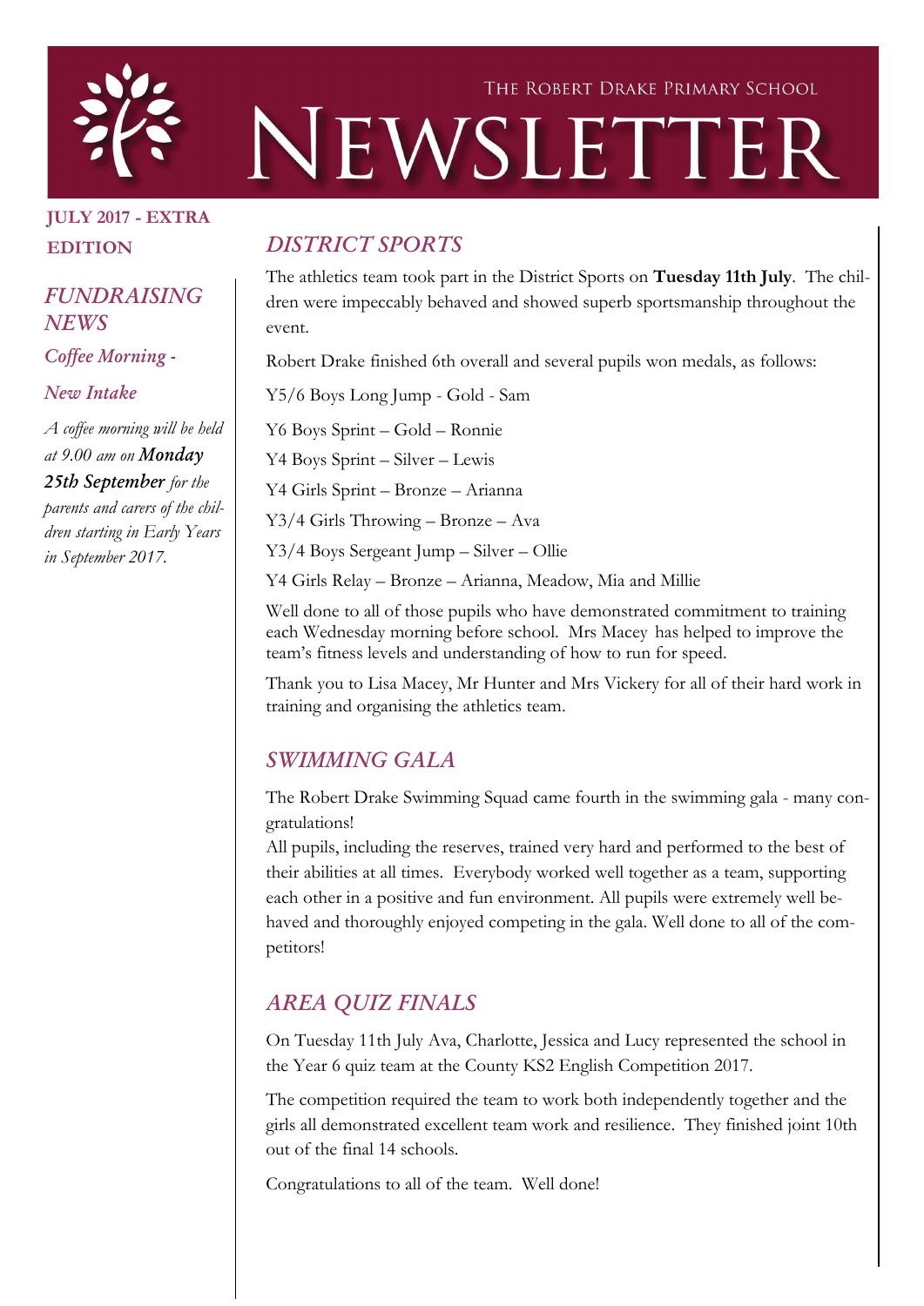THE ROBERT DRAKE PRIMARY SCHOOL

# NEWSLETTER

**JULY 2017 - EXTRA EDITION**

## *FUNDRAISING NEWS*

### *Coffee Morning - New Intake*

*A coffee morning will be held at 9.00 am on **Monday 25th September** for the parents and carers of the children starting in Early Years in September 2017.*

## *DISTRICT SPORTS*

The athletics team took part in the District Sports on **Tuesday 11th July**. The children were impeccably behaved and showed superb sportsmanship throughout the event.

Robert Drake finished 6th overall and several pupils won medals, as follows:

Y5/6 Boys Long Jump - Gold - Sam

Y6 Boys Sprint – Gold – Ronnie

Y4 Boys Sprint – Silver – Lewis

Y4 Girls Sprint – Bronze – Arianna

Y3/4 Girls Throwing – Bronze – Ava

Y3/4 Boys Sergeant Jump – Silver – Ollie

Y4 Girls Relay – Bronze – Arianna, Meadow, Mia and Millie

Well done to all of those pupils who have demonstrated commitment to training each Wednesday morning before school. Mrs Macey has helped to improve the team's fitness levels and understanding of how to run for speed.

Thank you to Lisa Macey, Mr Hunter and Mrs Vickery for all of their hard work in training and organising the athletics team.

## *SWIMMING GALA*

The Robert Drake Swimming Squad came fourth in the swimming gala - many congratulations!

All pupils, including the reserves, trained very hard and performed to the best of their abilities at all times. Everybody worked well together as a team, supporting each other in a positive and fun environment. All pupils were extremely well behaved and thoroughly enjoyed competing in the gala. Well done to all of the competitors!

## *AREA QUIZ FINALS*

On Tuesday 11th July Ava, Charlotte, Jessica and Lucy represented the school in the Year 6 quiz team at the County KS2 English Competition 2017.

The competition required the team to work both independently together and the girls all demonstrated excellent team work and resilience. They finished joint 10th out of the final 14 schools.

Congratulations to all of the team. Well done!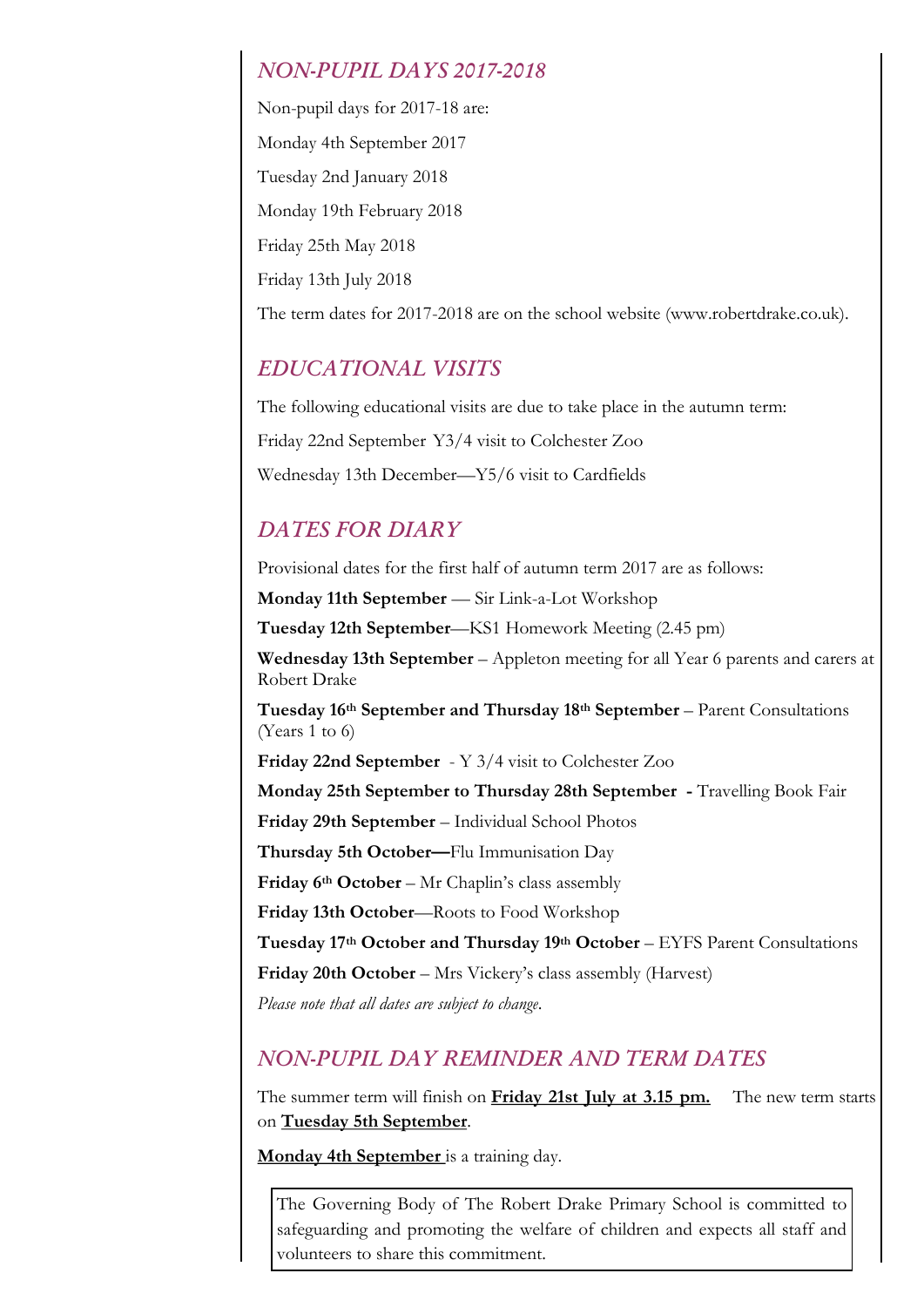## *NON-PUPIL DAYS 2017-2018*

Non-pupil days for 2017-18 are:

Monday 4th September 2017

Tuesday 2nd January 2018

Monday 19th February 2018

Friday 25th May 2018

Friday 13th July 2018

The term dates for 2017-2018 are on the school website (www.robertdrake.co.uk).

## *EDUCATIONAL VISITS*

The following educational visits are due to take place in the autumn term:

Friday 22nd September Y3/4 visit to Colchester Zoo

Wednesday 13th December—Y5/6 visit to Cardfields

## *DATES FOR DIARY*

Provisional dates for the first half of autumn term 2017 are as follows:

**Monday 11th September** — Sir Link-a-Lot Workshop

**Tuesday 12th September**—KS1 Homework Meeting (2.45 pm)

**Wednesday 13th September** – Appleton meeting for all Year 6 parents and carers at Robert Drake

**Tuesday 16th September and Thursday 18th September** – Parent Consultations (Years 1 to 6)

**Friday 22nd September** - Y 3/4 visit to Colchester Zoo

**Monday 25th September to Thursday 28th September -** Travelling Book Fair

**Friday 29th September** – Individual School Photos

**Thursday 5th October—**Flu Immunisation Day

**Friday 6th October** – Mr Chaplin's class assembly

**Friday 13th October**—Roots to Food Workshop

**Tuesday 17th October and Thursday 19th October** – EYFS Parent Consultations

**Friday 20th October** – Mrs Vickery's class assembly (Harvest)

*Please note that all dates are subject to change.*

## *NON-PUPIL DAY REMINDER AND TERM DATES*

The summer term will finish on **<u>Friday 21st July at 3.15 pm.</u>** The new term starts on **<u>Tuesday 5th September</u>**.

**<u>Monday 4th September</u>** is a training day.

The Governing Body of The Robert Drake Primary School is committed to safeguarding and promoting the welfare of children and expects all staff and volunteers to share this commitment.